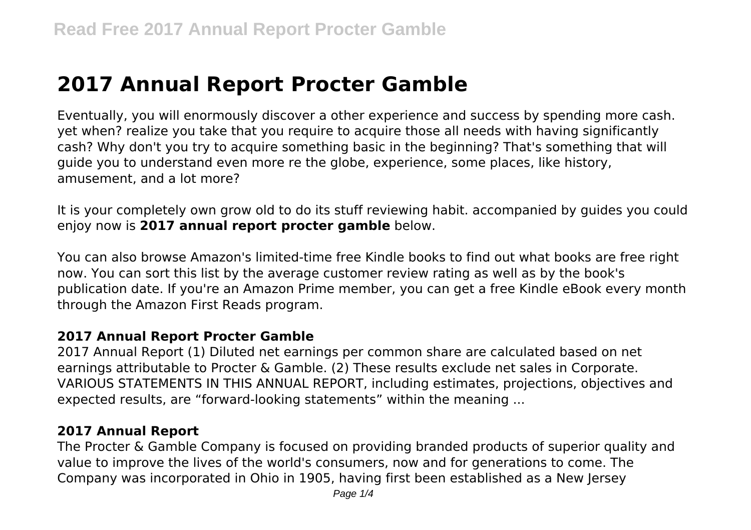# 2017 Annual Report Procter Gamble

Eventually, you will enormously discover a other experience and success by spending more cash. yet when? realize you take that you require to acquire those all needs with having significantly cash? Why don't you try to acquire something basic in the beginning? That's something that will guide you to understand even more re the globe, experience, some places, like history, amusement, and a lot more?

It is your completely own grow old to do its stuff reviewing habit. accompanied by guides you could enjoy now is **2017 annual report procter gamble** below.

You can also browse Amazon's limited-time free Kindle books to find out what books are free right now. You can sort this list by the average customer review rating as well as by the book's publication date. If you're an Amazon Prime member, you can get a free Kindle eBook every month through the Amazon First Reads program.

### 2017 Annual Report Procter Gamble

2017 Annual Report (1) Diluted net earnings per common share are calculated based on net earnings attributable to Procter & Gamble. (2) These results exclude net sales in Corporate. VARIOUS STATEMENTS IN THIS ANNUAL REPORT, including estimates, projections, objectives and expected results, are "forward-looking statements" within the meaning ...

### 2017 Annual Report

The Procter & Gamble Company is focused on providing branded products of superior quality and value to improve the lives of the world's consumers, now and for generations to come. The Company was incorporated in Ohio in 1905, having first been established as a New Jersey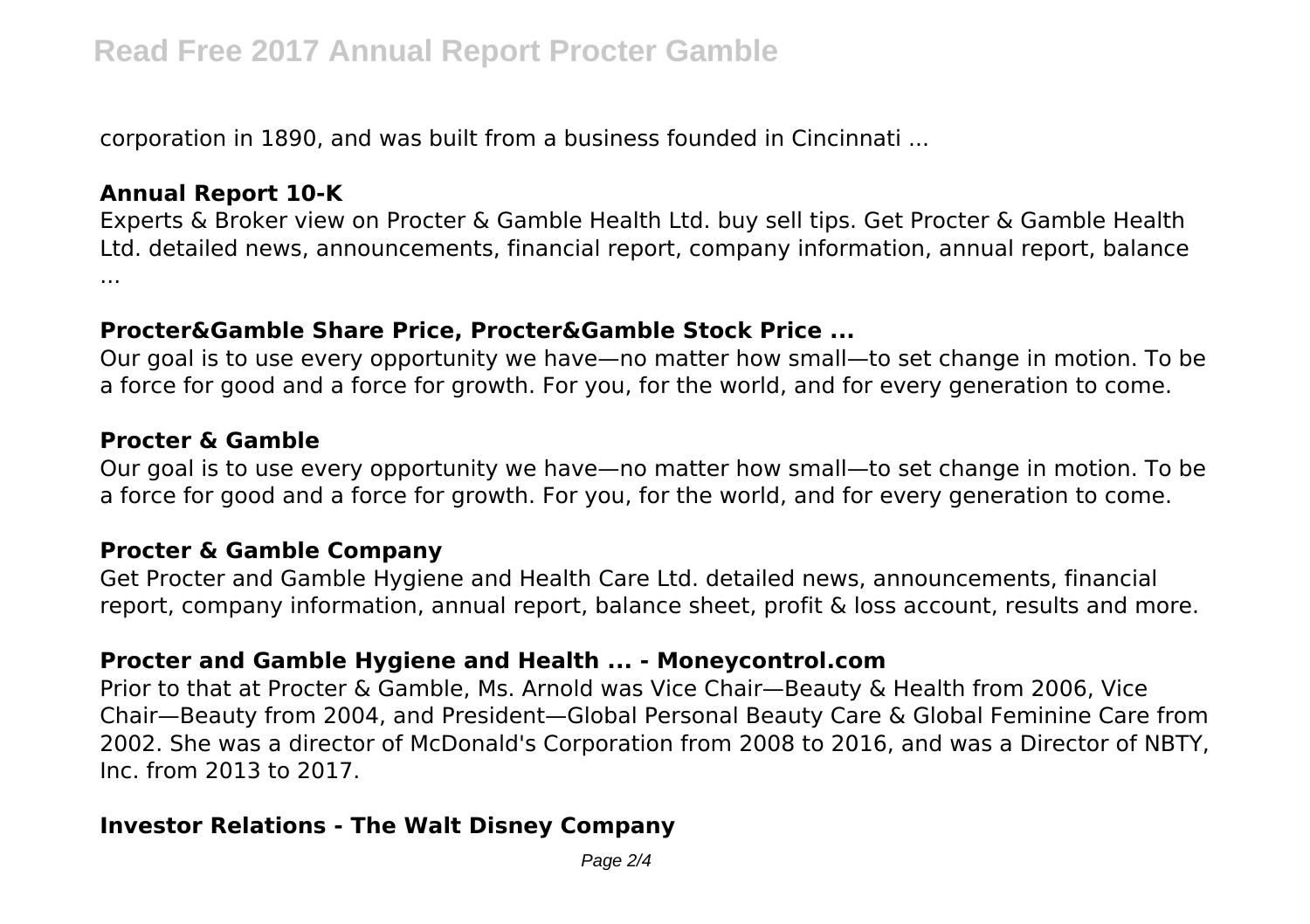corporation in 1890, and was built from a business founded in Cincinnati ...

### Annual Report 10-K

Experts & Broker view on Procter & Gamble Health Ltd. buy sell tips. Get Procter & Gamble Health Ltd. detailed news, announcements, financial report, company information, annual report, balance ...

### Procter&Gamble Share Price, Procter&Gamble Stock Price ...

Our goal is to use every opportunity we have—no matter how small—to set change in motion. To be a force for good and a force for growth. For you, for the world, and for every generation to come.

### Procter & Gamble

Our goal is to use every opportunity we have—no matter how small—to set change in motion. To be a force for good and a force for growth. For you, for the world, and for every generation to come.

### Procter & Gamble Company

Get Procter and Gamble Hygiene and Health Care Ltd. detailed news, announcements, financial report, company information, annual report, balance sheet, profit & loss account, results and more.

### Procter and Gamble Hygiene and Health ... - Moneycontrol.com

Prior to that at Procter & Gamble, Ms. Arnold was Vice Chair—Beauty & Health from 2006, Vice Chair—Beauty from 2004, and President—Global Personal Beauty Care & Global Feminine Care from 2002. She was a director of McDonald's Corporation from 2008 to 2016, and was a Director of NBTY, Inc. from 2013 to 2017.

### Investor Relations - The Walt Disney Company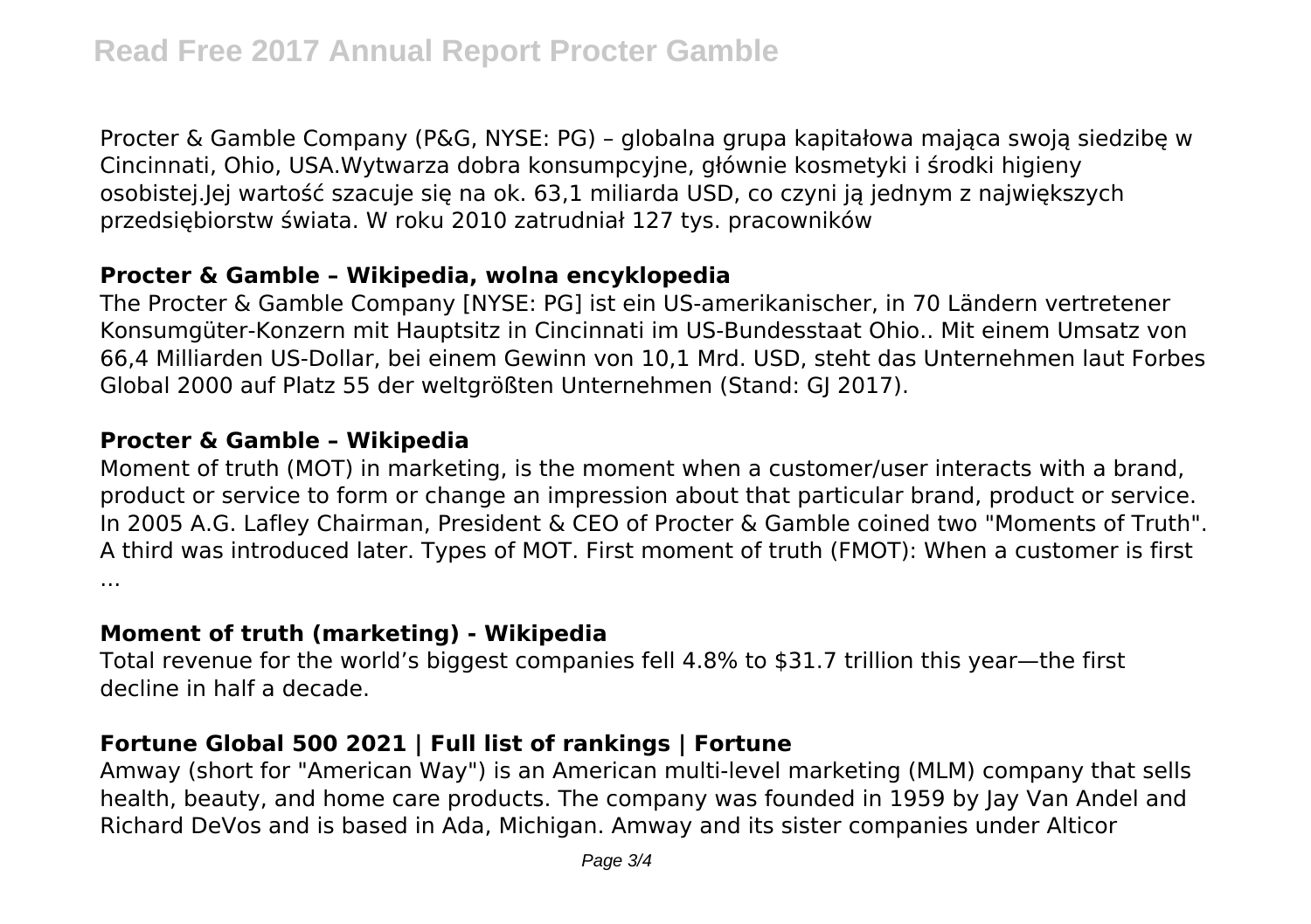Procter & Gamble Company (P&G, NYSE: PG) – globalna grupa kapitałowa mająca swoją siedzibę w Cincinnati, Ohio, USA.Wytwarza dobra konsumpcyjne, głównie kosmetyki i środki higieny osobistej.Jej wartość szacuje się na ok. 63,1 miliarda USD, co czyni ją jednym z największych przedsiębiorstw świata. W roku 2010 zatrudniał 127 tys. pracowników

**Procter & Gamble – Wikipedia, wolna encyklopedia**

The Procter & Gamble Company [NYSE: PG] ist ein US-amerikanischer, in 70 Ländern vertretener Konsumgüter-Konzern mit Hauptsitz in Cincinnati im US-Bundesstaat Ohio.. Mit einem Umsatz von 66,4 Milliarden US-Dollar, bei einem Gewinn von 10,1 Mrd. USD, steht das Unternehmen laut Forbes Global 2000 auf Platz 55 der weltgrößten Unternehmen (Stand: GJ 2017).

**Procter & Gamble – Wikipedia**

Moment of truth (MOT) in marketing, is the moment when a customer/user interacts with a brand, product or service to form or change an impression about that particular brand, product or service. In 2005 A.G. Lafley Chairman, President & CEO of Procter & Gamble coined two "Moments of Truth". A third was introduced later. Types of MOT. First moment of truth (FMOT): When a customer is first ...

**Moment of truth (marketing) - Wikipedia**

Total revenue for the world's biggest companies fell 4.8% to $31.7 trillion this year—the first decline in half a decade.

**Fortune Global 500 2021 | Full list of rankings | Fortune**

Amway (short for "American Way") is an American multi-level marketing (MLM) company that sells health, beauty, and home care products. The company was founded in 1959 by Jay Van Andel and Richard DeVos and is based in Ada, Michigan. Amway and its sister companies under Alticor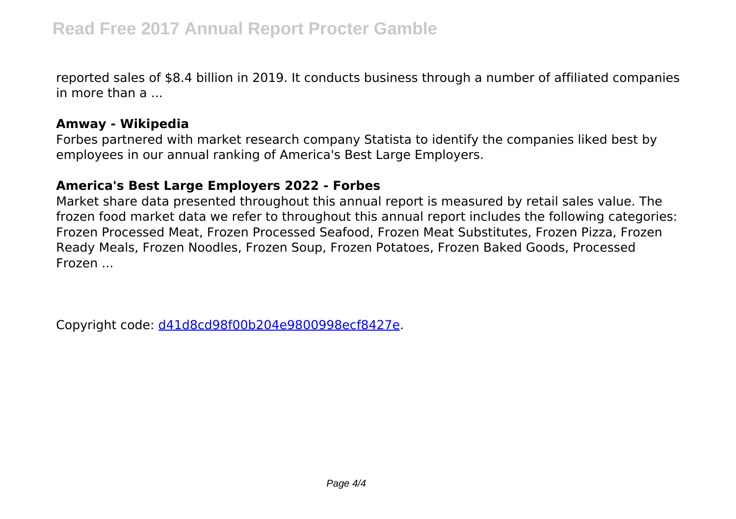reported sales of $8.4 billion in 2019. It conducts business through a number of affiliated companies in more than a ...

**Amway - Wikipedia**

Forbes partnered with market research company Statista to identify the companies liked best by employees in our annual ranking of America's Best Large Employers.

**America's Best Large Employers 2022 - Forbes**

Market share data presented throughout this annual report is measured by retail sales value. The frozen food market data we refer to throughout this annual report includes the following categories: Frozen Processed Meat, Frozen Processed Seafood, Frozen Meat Substitutes, Frozen Pizza, Frozen Ready Meals, Frozen Noodles, Frozen Soup, Frozen Potatoes, Frozen Baked Goods, Processed Frozen ...

Copyright code: d41d8cd98f00b204e9800998ecf8427e.